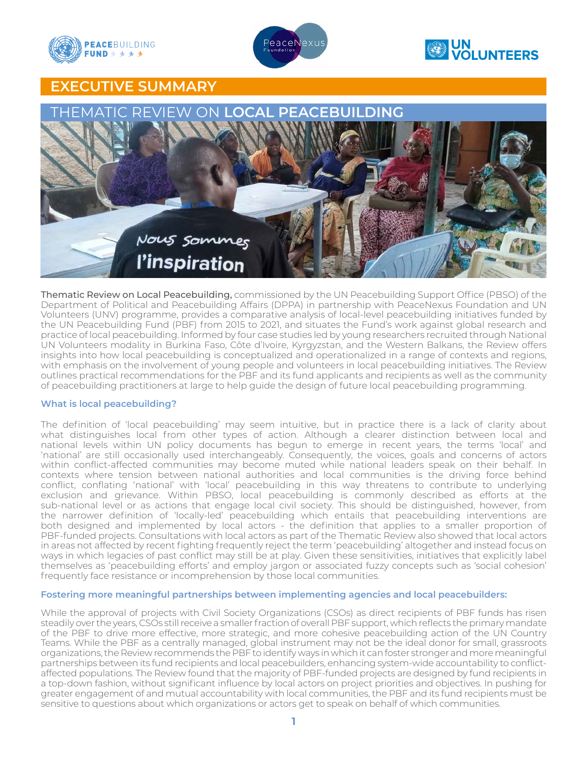# EXECUTIVE SUMMARY

## THEMATIC REVIEW ON **LOCAL PEACEBUILDING**

**Thematic Review on Local Peacebuilding,** commissioned by the UN Peacebuilding Support Office (PBSO) of the Department of Political and Peacebuilding Affairs (DPPA) in partnership with PeaceNexus Foundation and UN Volunteers (UNV) programme, provides a comparative analysis of local-level peacebuilding initiatives funded by the UN Peacebuilding Fund (PBF) from 2015 to 2021, and situates the Fund's work against global research and practice of local peacebuilding. Informed by four case studies led by young researchers recruited through National UN Volunteers modality in Burkina Faso, Côte d'Ivoire, Kyrgyzstan, and the Western Balkans, the Review offers insights into how local peacebuilding is conceptualized and operationalized in a range of contexts and regions, with emphasis on the involvement of young people and volunteers in local peacebuilding initiatives. The Review outlines practical recommendations for the PBF and its fund applicants and recipients as well as the community of peacebuilding practitioners at large to help guide the design of future local peacebuilding programming.

### What is local peacebuilding?

The definition of 'local peacebuilding' may seem intuitive, but in practice there is a lack of clarity about what distinguishes local from other types of action. Although a clearer distinction between local and national levels within UN policy documents has begun to emerge in recent years, the terms 'local' and 'national' are still occasionally used interchangeably. Consequently, the voices, goals and concerns of actors within conflict-affected communities may become muted while national leaders speak on their behalf. In contexts where tension between national authorities and local communities is the driving force behind conflict, conflating 'national' with 'local' peacebuilding in this way threatens to contribute to underlying exclusion and grievance. Within PBSO, local peacebuilding is commonly described as efforts at the sub-national level or as actions that engage local civil society. This should be distinguished, however, from the narrower definition of 'locally-led' peacebuilding which entails that peacebuilding interventions are both designed and implemented by local actors - the definition that applies to a smaller proportion of PBF-funded projects. Consultations with local actors as part of the Thematic Review also showed that local actors in areas not affected by recent fighting frequently reject the term 'peacebuilding' altogether and instead focus on ways in which legacies of past conflict may still be at play. Given these sensitivities, initiatives that explicitly label themselves as 'peacebuilding efforts' and employ jargon or associated fuzzy concepts such as 'social cohesion' frequently face resistance or incomprehension by those local communities.

### Fostering more meaningful partnerships between implementing agencies and local peacebuilders:

While the approval of projects with Civil Society Organizations (CSOs) as direct recipients of PBF funds has risen steadily over the years, CSOs still receive a smaller fraction of overall PBF support, which reflects the primary mandate of the PBF to drive more effective, more strategic, and more cohesive peacebuilding action of the UN Country Teams. While the PBF as a centrally managed, global instrument may not be the ideal donor for small, grassroots organizations, the Review recommends the PBF to identify ways in which it can foster stronger and more meaningful partnerships between its fund recipients and local peacebuilders, enhancing system-wide accountability to conflict-affected populations. The Review found that the majority of PBF-funded projects are designed by fund recipients in a top-down fashion, without significant influence by local actors on project priorities and objectives. In pushing for greater engagement of and mutual accountability with local communities, the PBF and its fund recipients must be sensitive to questions about which organizations or actors get to speak on behalf of which communities.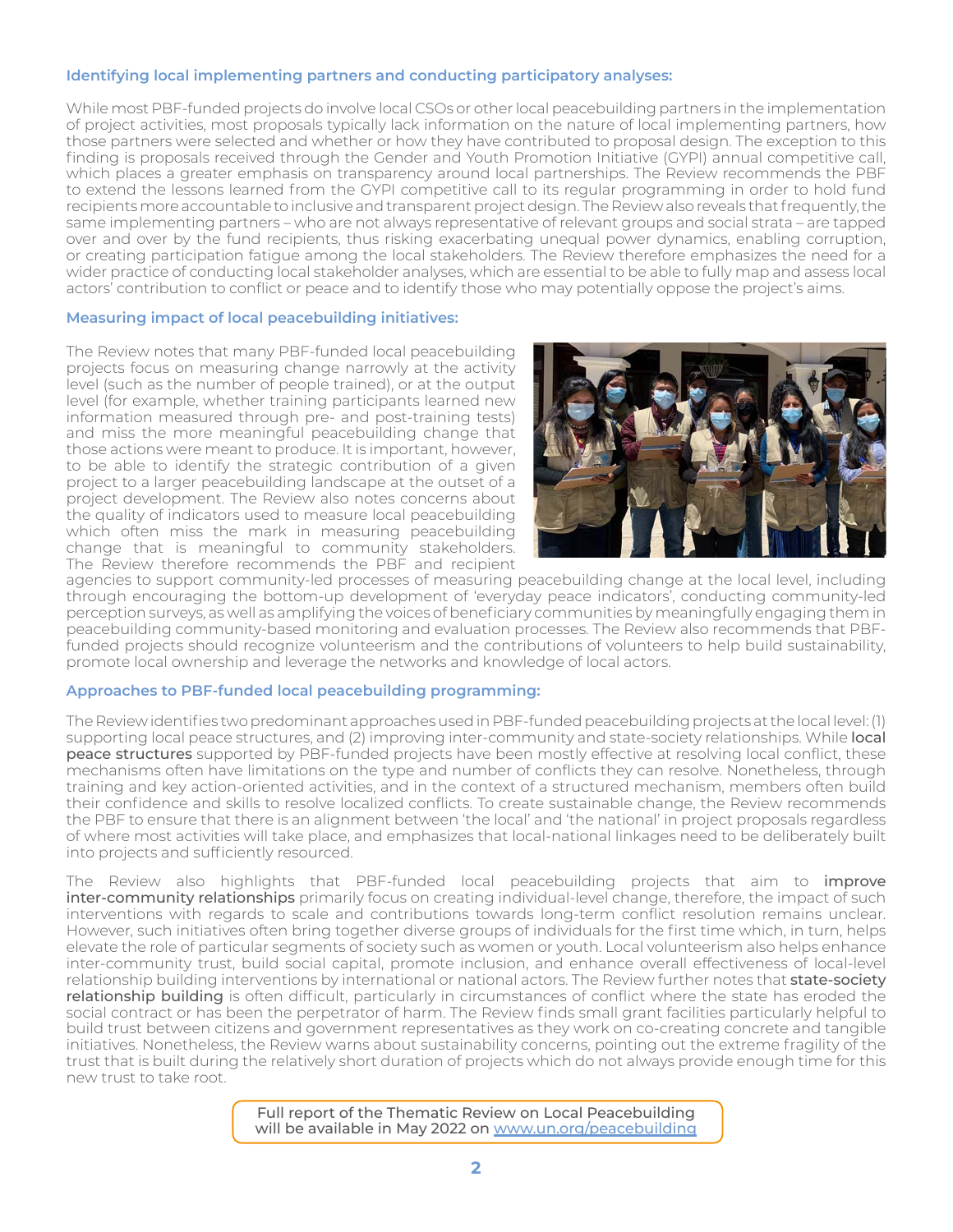### Identifying local implementing partners and conducting participatory analyses:

While most PBF-funded projects do involve local CSOs or other local peacebuilding partners in the implementation of project activities, most proposals typically lack information on the nature of local implementing partners, how those partners were selected and whether or how they have contributed to proposal design. The exception to this finding is proposals received through the Gender and Youth Promotion Initiative (GYPI) annual competitive call, which places a greater emphasis on transparency around local partnerships. The Review recommends the PBF to extend the lessons learned from the GYPI competitive call to its regular programming in order to hold fund recipients more accountable to inclusive and transparent project design. The Review also reveals that frequently, the same implementing partners – who are not always representative of relevant groups and social strata – are tapped over and over by the fund recipients, thus risking exacerbating unequal power dynamics, enabling corruption, or creating participation fatigue among the local stakeholders. The Review therefore emphasizes the need for a wider practice of conducting local stakeholder analyses, which are essential to be able to fully map and assess local actors' contribution to conflict or peace and to identify those who may potentially oppose the project's aims.

### Measuring impact of local peacebuilding initiatives:

The Review notes that many PBF-funded local peacebuilding projects focus on measuring change narrowly at the activity level (such as the number of people trained), or at the output level (for example, whether training participants learned new information measured through pre- and post-training tests) and miss the more meaningful peacebuilding change that those actions were meant to produce. It is important, however, to be able to identify the strategic contribution of a given project to a larger peacebuilding landscape at the outset of a project development. The Review also notes concerns about the quality of indicators used to measure local peacebuilding which often miss the mark in measuring peacebuilding change that is meaningful to community stakeholders. The Review therefore recommends the PBF and recipient agencies to support community-led processes of measuring peacebuilding change at the local level, including through encouraging the bottom-up development of 'everyday peace indicators', conducting community-led perception surveys, as well as amplifying the voices of beneficiary communities by meaningfully engaging them in peacebuilding community-based monitoring and evaluation processes. The Review also recommends that PBF-funded projects should recognize volunteerism and the contributions of volunteers to help build sustainability, promote local ownership and leverage the networks and knowledge of local actors.

### Approaches to PBF-funded local peacebuilding programming:

The Review identifies two predominant approaches used in PBF-funded peacebuilding projects at the local level: (1) supporting local peace structures, and (2) improving inter-community and state-society relationships. While **local peace structures** supported by PBF-funded projects have been mostly effective at resolving local conflict, these mechanisms often have limitations on the type and number of conflicts they can resolve. Nonetheless, through training and key action-oriented activities, and in the context of a structured mechanism, members often build their confidence and skills to resolve localized conflicts. To create sustainable change, the Review recommends the PBF to ensure that there is an alignment between 'the local' and 'the national' in project proposals regardless of where most activities will take place, and emphasizes that local-national linkages need to be deliberately built into projects and sufficiently resourced.

The Review also highlights that PBF-funded local peacebuilding projects that aim to **improve inter-community relationships** primarily focus on creating individual-level change, therefore, the impact of such interventions with regards to scale and contributions towards long-term conflict resolution remains unclear. However, such initiatives often bring together diverse groups of individuals for the first time which, in turn, helps elevate the role of particular segments of society such as women or youth. Local volunteerism also helps enhance inter-community trust, build social capital, promote inclusion, and enhance overall effectiveness of local-level relationship building interventions by international or national actors. The Review further notes that **state-society relationship building** is often difficult, particularly in circumstances of conflict where the state has eroded the social contract or has been the perpetrator of harm. The Review finds small grant facilities particularly helpful to build trust between citizens and government representatives as they work on co-creating concrete and tangible initiatives. Nonetheless, the Review warns about sustainability concerns, pointing out the extreme fragility of the trust that is built during the relatively short duration of projects which do not always provide enough time for this new trust to take root.

Full report of the Thematic Review on Local Peacebuilding will be available in May 2022 on [www.un.org/peacebuilding](http://www.un.org/peacebuilding)